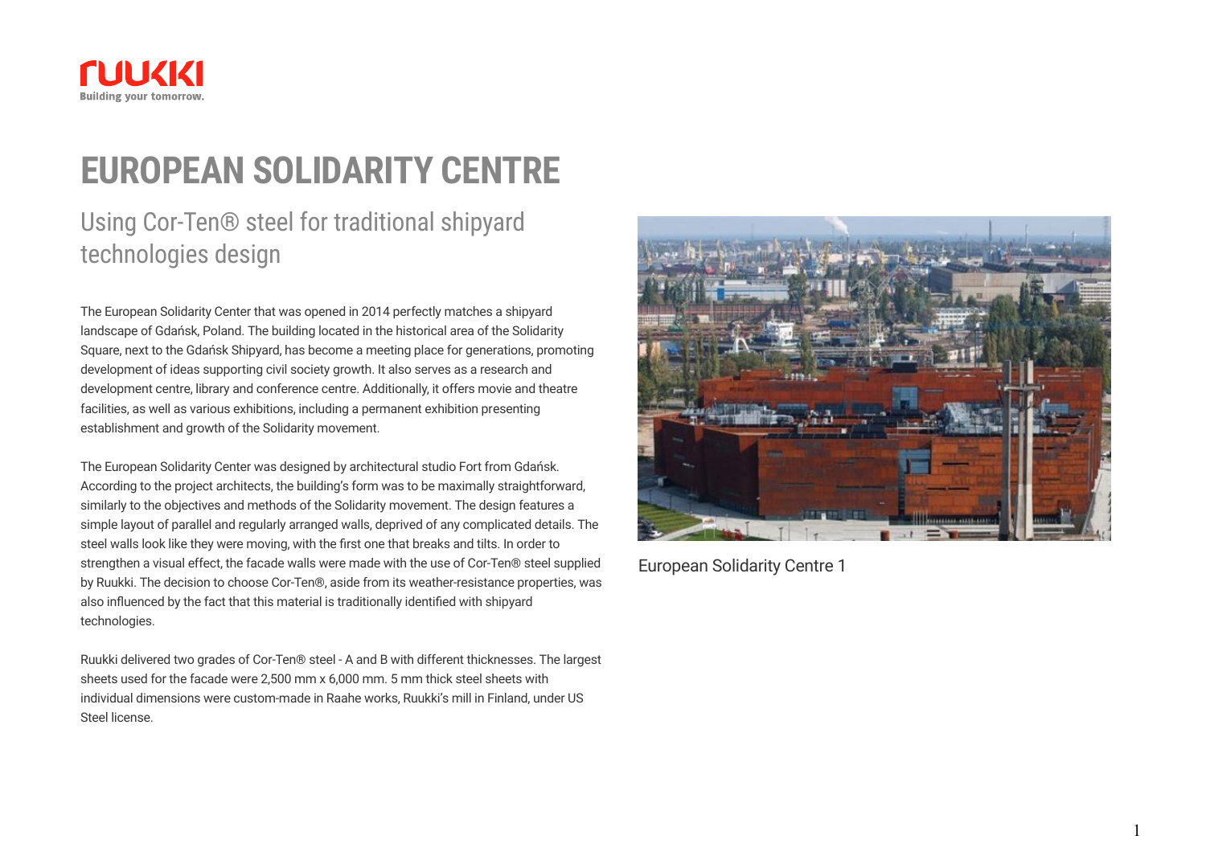# EUROPEAN SOLIDARITY CENTRE

## Using Cor-Ten® steel for traditional shipyard technologies design

The European Solidarity Center that was opened in 2014 perfectly matches a shipyard landscape of Gdańsk, Poland. The building located in the historical area of the Solidarity Square, next to the Gdańsk Shipyard, has become a meeting place for generations, promoting development of ideas supporting civil society growth. It also serves as a research and development centre, library and conference centre. Additionally, it offers movie and theatre facilities, as well as various exhibitions, including a permanent exhibition presenting establishment and growth of the Solidarity movement.

The European Solidarity Center was designed by architectural studio Fort from Gdańsk. According to the project architects, the building's form was to be maximally straightforward, similarly to the objectives and methods of the Solidarity movement. The design features a simple layout of parallel and regularly arranged walls, deprived of any complicated details. The steel walls look like they were moving, with the first one that breaks and tilts. In order to strengthen a visual effect, the facade walls were made with the use of Cor-Ten® steel supplied by Ruukki. The decision to choose Cor-Ten®, aside from its weather-resistance properties, was also influenced by the fact that this material is traditionally identified with shipyard technologies.

Ruukki delivered two grades of Cor-Ten® steel - A and B with different thicknesses. The largest sheets used for the facade were 2,500 mm x 6,000 mm. 5 mm thick steel sheets with individual dimensions were custom-made in Raahe works, Ruukki's mill in Finland, under US Steel license.

European Solidarity Centre 1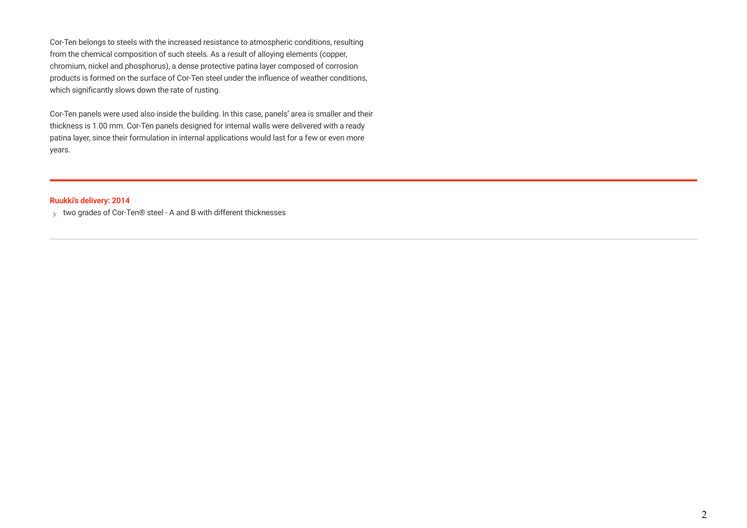Cor-Ten belongs to steels with the increased resistance to atmospheric conditions, resulting from the chemical composition of such steels. As a result of alloying elements (copper, chromium, nickel and phosphorus), a dense protective patina layer composed of corrosion products is formed on the surface of Cor-Ten steel under the influence of weather conditions, which significantly slows down the rate of rusting.

Cor-Ten panels were used also inside the building. In this case, panels' area is smaller and their thickness is 1.00 mm. Cor-Ten panels designed for internal walls were delivered with a ready patina layer, since their formulation in internal applications would last for a few or even more years.

---

**Ruukki's delivery: 2014**

- two grades of Cor-Ten® steel - A and B with different thicknesses